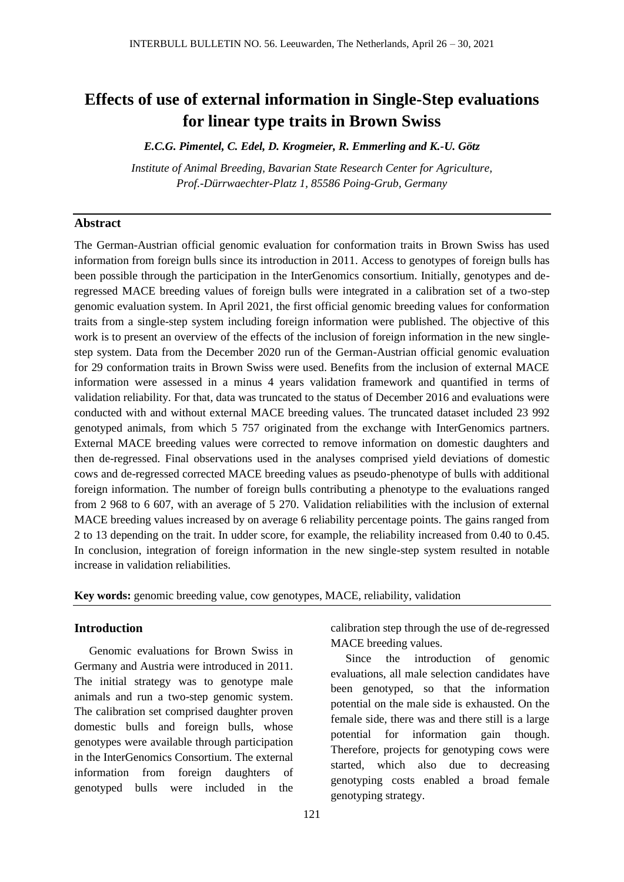# Effects of use of external information in Single-Step evaluations for linear type traits in Brown Swiss

***E.C.G. Pimentel, C. Edel, D. Krogmeier, R. Emmerling and K.-U. Götz***

*Institute of Animal Breeding, Bavarian State Research Center for Agriculture, Prof.-Dürrwaechter-Platz 1, 85586 Poing-Grub, Germany*

## Abstract

The German-Austrian official genomic evaluation for conformation traits in Brown Swiss has used information from foreign bulls since its introduction in 2011. Access to genotypes of foreign bulls has been possible through the participation in the InterGenomics consortium. Initially, genotypes and de-regressed MACE breeding values of foreign bulls were integrated in a calibration set of a two-step genomic evaluation system. In April 2021, the first official genomic breeding values for conformation traits from a single-step system including foreign information were published. The objective of this work is to present an overview of the effects of the inclusion of foreign information in the new single-step system. Data from the December 2020 run of the German-Austrian official genomic evaluation for 29 conformation traits in Brown Swiss were used. Benefits from the inclusion of external MACE information were assessed in a minus 4 years validation framework and quantified in terms of validation reliability. For that, data was truncated to the status of December 2016 and evaluations were conducted with and without external MACE breeding values. The truncated dataset included 23 992 genotyped animals, from which 5 757 originated from the exchange with InterGenomics partners. External MACE breeding values were corrected to remove information on domestic daughters and then de-regressed. Final observations used in the analyses comprised yield deviations of domestic cows and de-regressed corrected MACE breeding values as pseudo-phenotype of bulls with additional foreign information. The number of foreign bulls contributing a phenotype to the evaluations ranged from 2 968 to 6 607, with an average of 5 270. Validation reliabilities with the inclusion of external MACE breeding values increased by on average 6 reliability percentage points. The gains ranged from 2 to 13 depending on the trait. In udder score, for example, the reliability increased from 0.40 to 0.45. In conclusion, integration of foreign information in the new single-step system resulted in notable increase in validation reliabilities.

**Key words:** genomic breeding value, cow genotypes, MACE, reliability, validation

## Introduction

Genomic evaluations for Brown Swiss in Germany and Austria were introduced in 2011. The initial strategy was to genotype male animals and run a two-step genomic system. The calibration set comprised daughter proven domestic bulls and foreign bulls, whose genotypes were available through participation in the InterGenomics Consortium. The external information from foreign daughters of genotyped bulls were included in the calibration step through the use of de-regressed MACE breeding values.

Since the introduction of genomic evaluations, all male selection candidates have been genotyped, so that the information potential on the male side is exhausted. On the female side, there was and there still is a large potential for information gain though. Therefore, projects for genotyping cows were started, which also due to decreasing genotyping costs enabled a broad female genotyping strategy.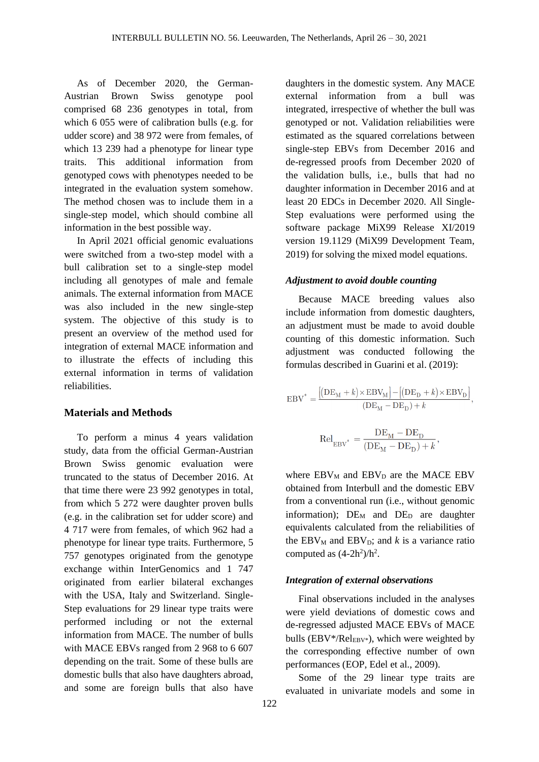As of December 2020, the German-Austrian Brown Swiss genotype pool comprised 68 236 genotypes in total, from which 6 055 were of calibration bulls (e.g. for udder score) and 38 972 were from females, of which 13 239 had a phenotype for linear type traits. This additional information from genotyped cows with phenotypes needed to be integrated in the evaluation system somehow. The method chosen was to include them in a single-step model, which should combine all information in the best possible way.

In April 2021 official genomic evaluations were switched from a two-step model with a bull calibration set to a single-step model including all genotypes of male and female animals. The external information from MACE was also included in the new single-step system. The objective of this study is to present an overview of the method used for integration of external MACE information and to illustrate the effects of including this external information in terms of validation reliabilities.

## Materials and Methods

To perform a minus 4 years validation study, data from the official German-Austrian Brown Swiss genomic evaluation were truncated to the status of December 2016. At that time there were 23 992 genotypes in total, from which 5 272 were daughter proven bulls (e.g. in the calibration set for udder score) and 4 717 were from females, of which 962 had a phenotype for linear type traits. Furthermore, 5 757 genotypes originated from the genotype exchange within InterGenomics and 1 747 originated from earlier bilateral exchanges with the USA, Italy and Switzerland. Single-Step evaluations for 29 linear type traits were performed including or not the external information from MACE. The number of bulls with MACE EBVs ranged from 2 968 to 6 607 depending on the trait. Some of these bulls are domestic bulls that also have daughters abroad, and some are foreign bulls that also have daughters in the domestic system. Any MACE external information from a bull was integrated, irrespective of whether the bull was genotyped or not. Validation reliabilities were estimated as the squared correlations between single-step EBVs from December 2016 and de-regressed proofs from December 2020 of the validation bulls, i.e., bulls that had no daughter information in December 2016 and at least 20 EDCs in December 2020. All Single-Step evaluations were performed using the software package MiX99 Release XI/2019 version 19.1129 (MiX99 Development Team, 2019) for solving the mixed model equations.

### *Adjustment to avoid double counting*

Because MACE breeding values also include information from domestic daughters, an adjustment must be made to avoid double counting of this domestic information. Such adjustment was conducted following the formulas described in Guarini et al. (2019):

$$\mathrm{EBV}^* = \frac{\left[(\mathrm{DE_M}+k)\times \mathrm{EBV_M}\right]-\left[(\mathrm{DE_D}+k)\times \mathrm{EBV_D}\right]}{(\mathrm{DE_M}-\mathrm{DE_D})+k},$$

$$\mathrm{Rel}_{\mathrm{EBV}^*} = \frac{\mathrm{DE_M}-\mathrm{DE_D}}{(\mathrm{DE_M}-\mathrm{DE_D})+k},$$

where $\mathrm{EBV_M}$ and $\mathrm{EBV_D}$ are the MACE EBV obtained from Interbull and the domestic EBV from a conventional run (i.e., without genomic information); $\mathrm{DE_M}$ and $\mathrm{DE_D}$ are daughter equivalents calculated from the reliabilities of the $\mathrm{EBV_M}$ and $\mathrm{EBV_D}$; and $k$ is a variance ratio computed as $(4\text{-}2h^2)/h^2$.

### *Integration of external observations*

Final observations included in the analyses were yield deviations of domestic cows and de-regressed adjusted MACE EBVs of MACE bulls ($\mathrm{EBV}^*/\mathrm{Rel}_{\mathrm{EBV}^*}$), which were weighted by the corresponding effective number of own performances (EOP, Edel et al., 2009).

Some of the 29 linear type traits are evaluated in univariate models and some in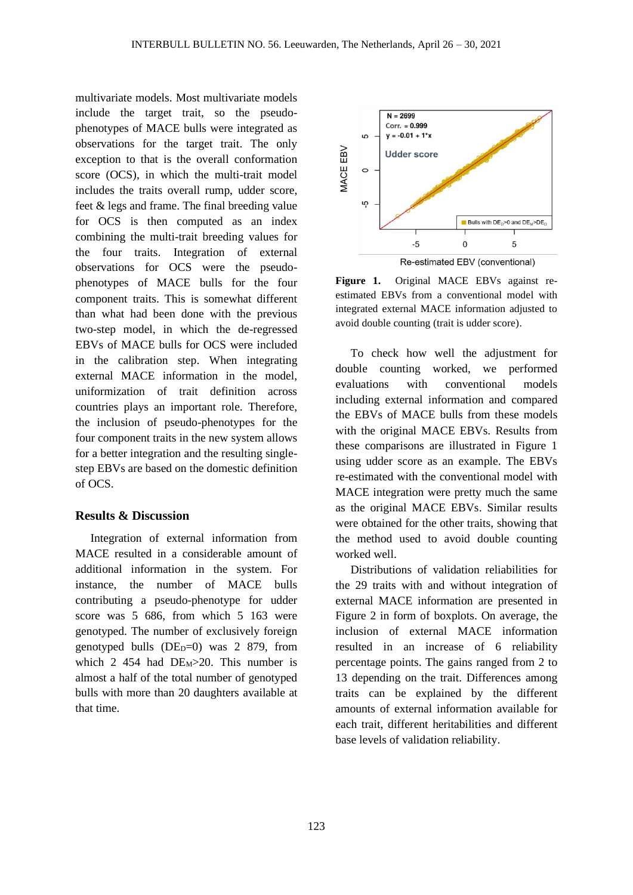multivariate models. Most multivariate models include the target trait, so the pseudo-phenotypes of MACE bulls were integrated as observations for the target trait. The only exception to that is the overall conformation score (OCS), in which the multi-trait model includes the traits overall rump, udder score, feet & legs and frame. The final breeding value for OCS is then computed as an index combining the multi-trait breeding values for the four traits. Integration of external observations for OCS were the pseudo-phenotypes of MACE bulls for the four component traits. This is somewhat different than what had been done with the previous two-step model, in which the de-regressed EBVs of MACE bulls for OCS were included in the calibration step. When integrating external MACE information in the model, uniformization of trait definition across countries plays an important role. Therefore, the inclusion of pseudo-phenotypes for the four component traits in the new system allows for a better integration and the resulting single-step EBVs are based on the domestic definition of OCS.

## Results & Discussion

Integration of external information from MACE resulted in a considerable amount of additional information in the system. For instance, the number of MACE bulls contributing a pseudo-phenotype for udder score was 5 686, from which 5 163 were genotyped. The number of exclusively foreign genotyped bulls ($DE_D$=0) was 2 879, from which 2 454 had $DE_M$>20. This number is almost a half of the total number of genotyped bulls with more than 20 daughters available at that time.

N = 2699
Corr. = 0.999
y = -0.01 + 1*x
Udder score
Bulls with $DE_D$>0 and $DE_M$>$DE_D$
MACE EBV
Re-estimated EBV (conventional)

**Figure 1.** Original MACE EBVs against re-estimated EBVs from a conventional model with integrated external MACE information adjusted to avoid double counting (trait is udder score).

To check how well the adjustment for double counting worked, we performed evaluations with conventional models including external information and compared the EBVs of MACE bulls from these models with the original MACE EBVs. Results from these comparisons are illustrated in Figure 1 using udder score as an example. The EBVs re-estimated with the conventional model with MACE integration were pretty much the same as the original MACE EBVs. Similar results were obtained for the other traits, showing that the method used to avoid double counting worked well.

Distributions of validation reliabilities for the 29 traits with and without integration of external MACE information are presented in Figure 2 in form of boxplots. On average, the inclusion of external MACE information resulted in an increase of 6 reliability percentage points. The gains ranged from 2 to 13 depending on the trait. Differences among traits can be explained by the different amounts of external information available for each trait, different heritabilities and different base levels of validation reliability.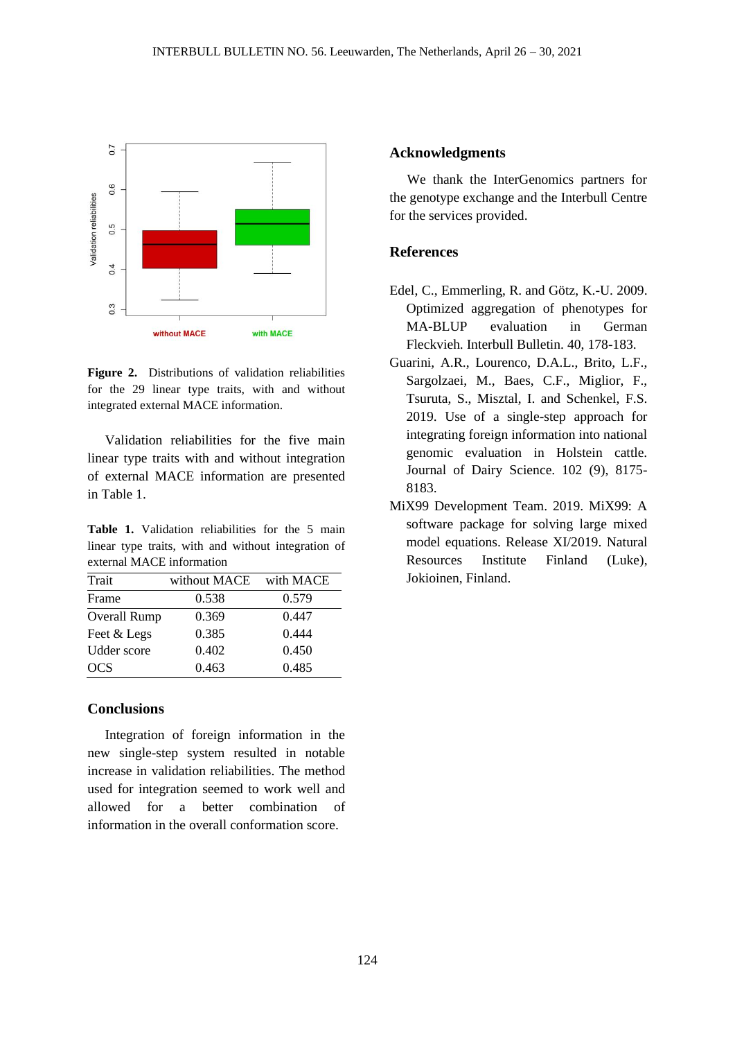Validation reliabilities

0.7

0.6

0.5

0.4

0.3

without MACE

with MACE

**Figure 2.** Distributions of validation reliabilities for the 29 linear type traits, with and without integrated external MACE information.

Validation reliabilities for the five main linear type traits with and without integration of external MACE information are presented in Table 1.

**Table 1.** Validation reliabilities for the 5 main linear type traits, with and without integration of external MACE information

| Trait | without MACE | with MACE |
|---|---|---|
| Frame | 0.538 | 0.579 |
| Overall Rump | 0.369 | 0.447 |
| Feet & Legs | 0.385 | 0.444 |
| Udder score | 0.402 | 0.450 |
| OCS | 0.463 | 0.485 |

## Conclusions

Integration of foreign information in the new single-step system resulted in notable increase in validation reliabilities. The method used for integration seemed to work well and allowed for a better combination of information in the overall conformation score.

## Acknowledgments

We thank the InterGenomics partners for the genotype exchange and the Interbull Centre for the services provided.

## References

Edel, C., Emmerling, R. and Götz, K.-U. 2009. Optimized aggregation of phenotypes for MA-BLUP evaluation in German Fleckvieh. Interbull Bulletin. 40, 178-183.

Guarini, A.R., Lourenco, D.A.L., Brito, L.F., Sargolzaei, M., Baes, C.F., Miglior, F., Tsuruta, S., Misztal, I. and Schenkel, F.S. 2019. Use of a single-step approach for integrating foreign information into national genomic evaluation in Holstein cattle. Journal of Dairy Science. 102 (9), 8175-8183.

MiX99 Development Team. 2019. MiX99: A software package for solving large mixed model equations. Release XI/2019. Natural Resources Institute Finland (Luke), Jokioinen, Finland.